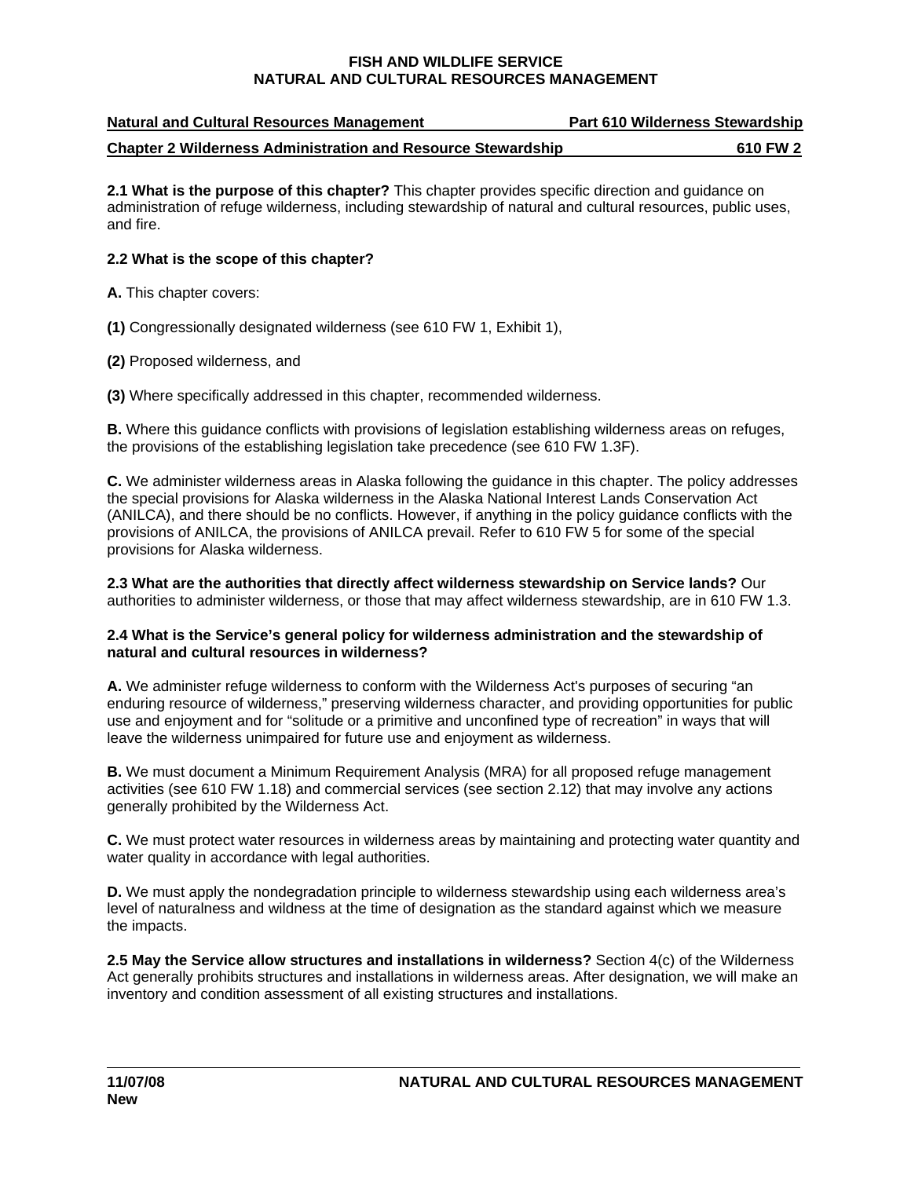**FISH AND WILDLIFE SERVICE**
**NATURAL AND CULTURAL RESOURCES MANAGEMENT**

**Natural and Cultural Resources Management** — **Part 610 Wilderness Stewardship**

**Chapter 2 Wilderness Administration and Resource Stewardship** — **610 FW 2**

**2.1 What is the purpose of this chapter?** This chapter provides specific direction and guidance on administration of refuge wilderness, including stewardship of natural and cultural resources, public uses, and fire.

**2.2 What is the scope of this chapter?**

**A.** This chapter covers:

**(1)** Congressionally designated wilderness (see 610 FW 1, Exhibit 1),

**(2)** Proposed wilderness, and

**(3)** Where specifically addressed in this chapter, recommended wilderness.

**B.** Where this guidance conflicts with provisions of legislation establishing wilderness areas on refuges, the provisions of the establishing legislation take precedence (see 610 FW 1.3F).

**C.** We administer wilderness areas in Alaska following the guidance in this chapter. The policy addresses the special provisions for Alaska wilderness in the Alaska National Interest Lands Conservation Act (ANILCA), and there should be no conflicts. However, if anything in the policy guidance conflicts with the provisions of ANILCA, the provisions of ANILCA prevail. Refer to 610 FW 5 for some of the special provisions for Alaska wilderness.

**2.3 What are the authorities that directly affect wilderness stewardship on Service lands?** Our authorities to administer wilderness, or those that may affect wilderness stewardship, are in 610 FW 1.3.

**2.4 What is the Service's general policy for wilderness administration and the stewardship of natural and cultural resources in wilderness?**

**A.** We administer refuge wilderness to conform with the Wilderness Act's purposes of securing "an enduring resource of wilderness," preserving wilderness character, and providing opportunities for public use and enjoyment and for "solitude or a primitive and unconfined type of recreation" in ways that will leave the wilderness unimpaired for future use and enjoyment as wilderness.

**B.** We must document a Minimum Requirement Analysis (MRA) for all proposed refuge management activities (see 610 FW 1.18) and commercial services (see section 2.12) that may involve any actions generally prohibited by the Wilderness Act.

**C.** We must protect water resources in wilderness areas by maintaining and protecting water quantity and water quality in accordance with legal authorities.

**D.** We must apply the nondegradation principle to wilderness stewardship using each wilderness area's level of naturalness and wildness at the time of designation as the standard against which we measure the impacts.

**2.5 May the Service allow structures and installations in wilderness?** Section 4(c) of the Wilderness Act generally prohibits structures and installations in wilderness areas. After designation, we will make an inventory and condition assessment of all existing structures and installations.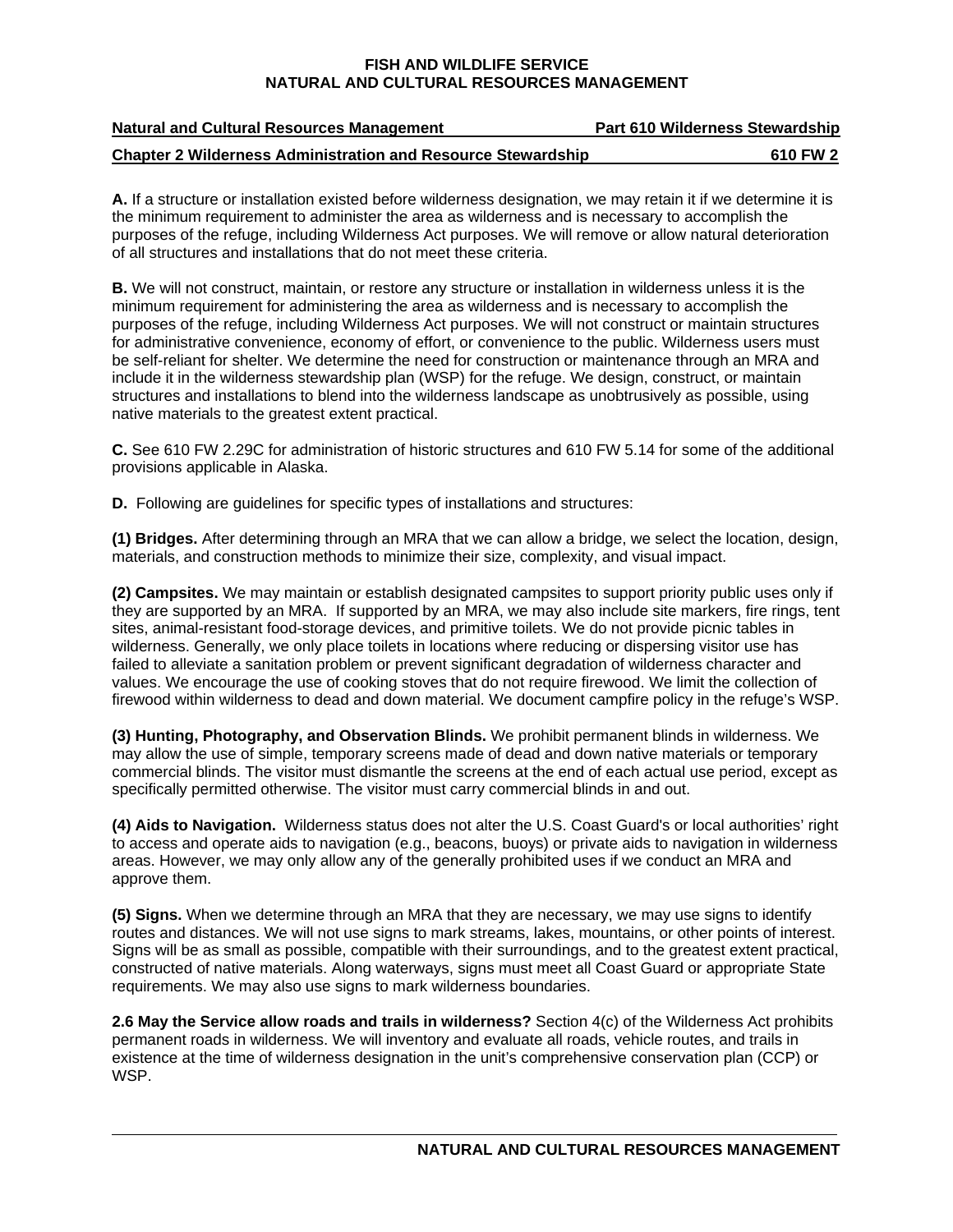**A.** If a structure or installation existed before wilderness designation, we may retain it if we determine it is the minimum requirement to administer the area as wilderness and is necessary to accomplish the purposes of the refuge, including Wilderness Act purposes. We will remove or allow natural deterioration of all structures and installations that do not meet these criteria.

**B.** We will not construct, maintain, or restore any structure or installation in wilderness unless it is the minimum requirement for administering the area as wilderness and is necessary to accomplish the purposes of the refuge, including Wilderness Act purposes. We will not construct or maintain structures for administrative convenience, economy of effort, or convenience to the public. Wilderness users must be self-reliant for shelter. We determine the need for construction or maintenance through an MRA and include it in the wilderness stewardship plan (WSP) for the refuge. We design, construct, or maintain structures and installations to blend into the wilderness landscape as unobtrusively as possible, using native materials to the greatest extent practical.

**C.** See 610 FW 2.29C for administration of historic structures and 610 FW 5.14 for some of the additional provisions applicable in Alaska.

**D.** Following are guidelines for specific types of installations and structures:

**(1) Bridges.** After determining through an MRA that we can allow a bridge, we select the location, design, materials, and construction methods to minimize their size, complexity, and visual impact.

**(2) Campsites.** We may maintain or establish designated campsites to support priority public uses only if they are supported by an MRA. If supported by an MRA, we may also include site markers, fire rings, tent sites, animal-resistant food-storage devices, and primitive toilets. We do not provide picnic tables in wilderness. Generally, we only place toilets in locations where reducing or dispersing visitor use has failed to alleviate a sanitation problem or prevent significant degradation of wilderness character and values. We encourage the use of cooking stoves that do not require firewood. We limit the collection of firewood within wilderness to dead and down material. We document campfire policy in the refuge's WSP.

**(3) Hunting, Photography, and Observation Blinds.** We prohibit permanent blinds in wilderness. We may allow the use of simple, temporary screens made of dead and down native materials or temporary commercial blinds. The visitor must dismantle the screens at the end of each actual use period, except as specifically permitted otherwise. The visitor must carry commercial blinds in and out.

**(4) Aids to Navigation.** Wilderness status does not alter the U.S. Coast Guard's or local authorities' right to access and operate aids to navigation (e.g., beacons, buoys) or private aids to navigation in wilderness areas. However, we may only allow any of the generally prohibited uses if we conduct an MRA and approve them.

**(5) Signs.** When we determine through an MRA that they are necessary, we may use signs to identify routes and distances. We will not use signs to mark streams, lakes, mountains, or other points of interest. Signs will be as small as possible, compatible with their surroundings, and to the greatest extent practical, constructed of native materials. Along waterways, signs must meet all Coast Guard or appropriate State requirements. We may also use signs to mark wilderness boundaries.

**2.6 May the Service allow roads and trails in wilderness?** Section 4(c) of the Wilderness Act prohibits permanent roads in wilderness. We will inventory and evaluate all roads, vehicle routes, and trails in existence at the time of wilderness designation in the unit's comprehensive conservation plan (CCP) or WSP.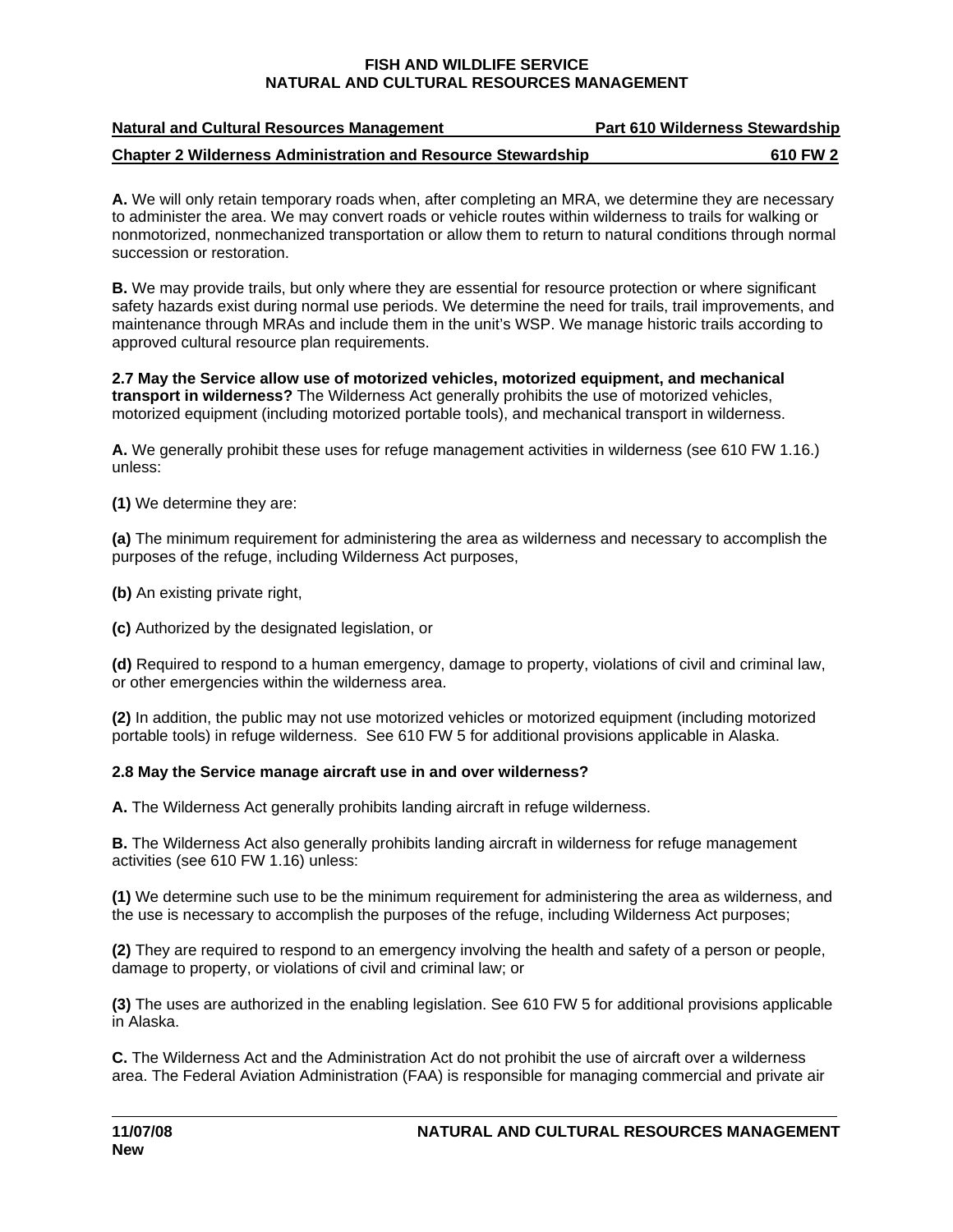**A.** We will only retain temporary roads when, after completing an MRA, we determine they are necessary to administer the area. We may convert roads or vehicle routes within wilderness to trails for walking or nonmotorized, nonmechanized transportation or allow them to return to natural conditions through normal succession or restoration.

**B.** We may provide trails, but only where they are essential for resource protection or where significant safety hazards exist during normal use periods. We determine the need for trails, trail improvements, and maintenance through MRAs and include them in the unit's WSP. We manage historic trails according to approved cultural resource plan requirements.

**2.7 May the Service allow use of motorized vehicles, motorized equipment, and mechanical transport in wilderness?** The Wilderness Act generally prohibits the use of motorized vehicles, motorized equipment (including motorized portable tools), and mechanical transport in wilderness.

**A.** We generally prohibit these uses for refuge management activities in wilderness (see 610 FW 1.16.) unless:

**(1)** We determine they are:

**(a)** The minimum requirement for administering the area as wilderness and necessary to accomplish the purposes of the refuge, including Wilderness Act purposes,

**(b)** An existing private right,

**(c)** Authorized by the designated legislation, or

**(d)** Required to respond to a human emergency, damage to property, violations of civil and criminal law, or other emergencies within the wilderness area.

**(2)** In addition, the public may not use motorized vehicles or motorized equipment (including motorized portable tools) in refuge wilderness. See 610 FW 5 for additional provisions applicable in Alaska.

**2.8 May the Service manage aircraft use in and over wilderness?**

**A.** The Wilderness Act generally prohibits landing aircraft in refuge wilderness.

**B.** The Wilderness Act also generally prohibits landing aircraft in wilderness for refuge management activities (see 610 FW 1.16) unless:

**(1)** We determine such use to be the minimum requirement for administering the area as wilderness, and the use is necessary to accomplish the purposes of the refuge, including Wilderness Act purposes;

**(2)** They are required to respond to an emergency involving the health and safety of a person or people, damage to property, or violations of civil and criminal law; or

**(3)** The uses are authorized in the enabling legislation. See 610 FW 5 for additional provisions applicable in Alaska.

**C.** The Wilderness Act and the Administration Act do not prohibit the use of aircraft over a wilderness area. The Federal Aviation Administration (FAA) is responsible for managing commercial and private air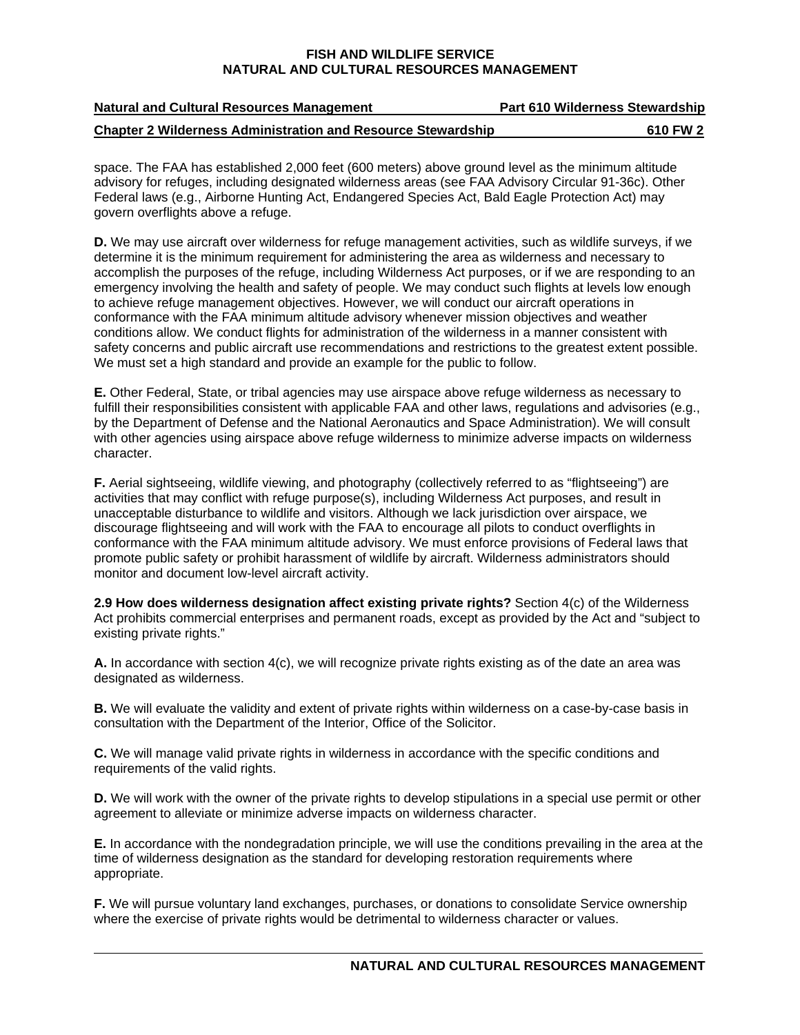space. The FAA has established 2,000 feet (600 meters) above ground level as the minimum altitude advisory for refuges, including designated wilderness areas (see FAA Advisory Circular 91-36c). Other Federal laws (e.g., Airborne Hunting Act, Endangered Species Act, Bald Eagle Protection Act) may govern overflights above a refuge.

**D.** We may use aircraft over wilderness for refuge management activities, such as wildlife surveys, if we determine it is the minimum requirement for administering the area as wilderness and necessary to accomplish the purposes of the refuge, including Wilderness Act purposes, or if we are responding to an emergency involving the health and safety of people. We may conduct such flights at levels low enough to achieve refuge management objectives. However, we will conduct our aircraft operations in conformance with the FAA minimum altitude advisory whenever mission objectives and weather conditions allow. We conduct flights for administration of the wilderness in a manner consistent with safety concerns and public aircraft use recommendations and restrictions to the greatest extent possible. We must set a high standard and provide an example for the public to follow.

**E.** Other Federal, State, or tribal agencies may use airspace above refuge wilderness as necessary to fulfill their responsibilities consistent with applicable FAA and other laws, regulations and advisories (e.g., by the Department of Defense and the National Aeronautics and Space Administration). We will consult with other agencies using airspace above refuge wilderness to minimize adverse impacts on wilderness character.

**F.** Aerial sightseeing, wildlife viewing, and photography (collectively referred to as "flightseeing") are activities that may conflict with refuge purpose(s), including Wilderness Act purposes, and result in unacceptable disturbance to wildlife and visitors. Although we lack jurisdiction over airspace, we discourage flightseeing and will work with the FAA to encourage all pilots to conduct overflights in conformance with the FAA minimum altitude advisory. We must enforce provisions of Federal laws that promote public safety or prohibit harassment of wildlife by aircraft. Wilderness administrators should monitor and document low-level aircraft activity.

**2.9 How does wilderness designation affect existing private rights?** Section 4(c) of the Wilderness Act prohibits commercial enterprises and permanent roads, except as provided by the Act and "subject to existing private rights."

**A.** In accordance with section 4(c), we will recognize private rights existing as of the date an area was designated as wilderness.

**B.** We will evaluate the validity and extent of private rights within wilderness on a case-by-case basis in consultation with the Department of the Interior, Office of the Solicitor.

**C.** We will manage valid private rights in wilderness in accordance with the specific conditions and requirements of the valid rights.

**D.** We will work with the owner of the private rights to develop stipulations in a special use permit or other agreement to alleviate or minimize adverse impacts on wilderness character.

**E.** In accordance with the nondegradation principle, we will use the conditions prevailing in the area at the time of wilderness designation as the standard for developing restoration requirements where appropriate.

**F.** We will pursue voluntary land exchanges, purchases, or donations to consolidate Service ownership where the exercise of private rights would be detrimental to wilderness character or values.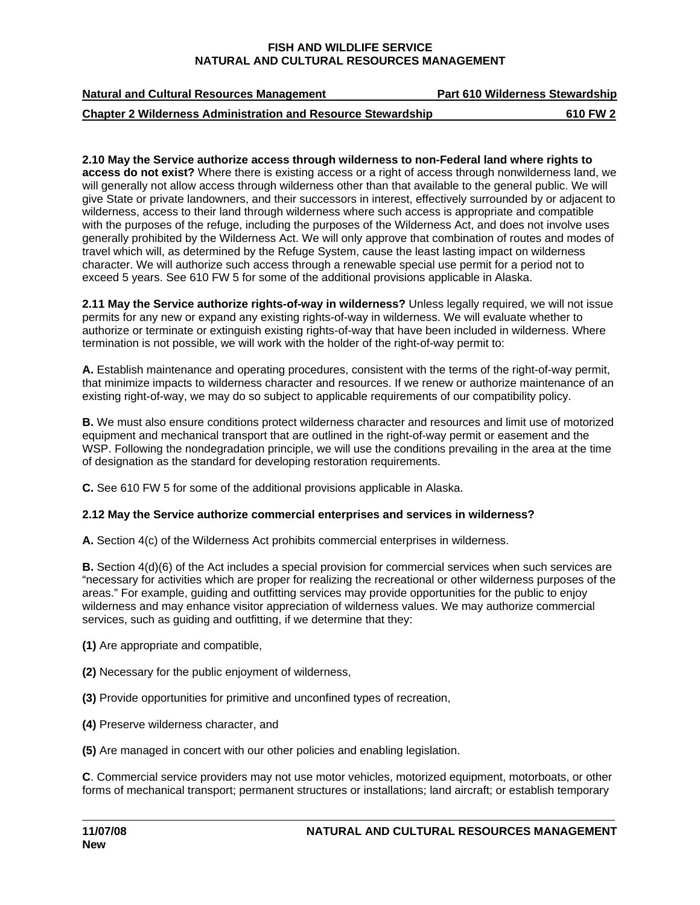**2.10 May the Service authorize access through wilderness to non-Federal land where rights to access do not exist?** Where there is existing access or a right of access through nonwilderness land, we will generally not allow access through wilderness other than that available to the general public. We will give State or private landowners, and their successors in interest, effectively surrounded by or adjacent to wilderness, access to their land through wilderness where such access is appropriate and compatible with the purposes of the refuge, including the purposes of the Wilderness Act, and does not involve uses generally prohibited by the Wilderness Act. We will only approve that combination of routes and modes of travel which will, as determined by the Refuge System, cause the least lasting impact on wilderness character. We will authorize such access through a renewable special use permit for a period not to exceed 5 years. See 610 FW 5 for some of the additional provisions applicable in Alaska.

**2.11 May the Service authorize rights-of-way in wilderness?** Unless legally required, we will not issue permits for any new or expand any existing rights-of-way in wilderness. We will evaluate whether to authorize or terminate or extinguish existing rights-of-way that have been included in wilderness. Where termination is not possible, we will work with the holder of the right-of-way permit to:

**A.** Establish maintenance and operating procedures, consistent with the terms of the right-of-way permit, that minimize impacts to wilderness character and resources. If we renew or authorize maintenance of an existing right-of-way, we may do so subject to applicable requirements of our compatibility policy.

**B.** We must also ensure conditions protect wilderness character and resources and limit use of motorized equipment and mechanical transport that are outlined in the right-of-way permit or easement and the WSP. Following the nondegradation principle, we will use the conditions prevailing in the area at the time of designation as the standard for developing restoration requirements.

**C.** See 610 FW 5 for some of the additional provisions applicable in Alaska.

**2.12 May the Service authorize commercial enterprises and services in wilderness?**

**A.** Section 4(c) of the Wilderness Act prohibits commercial enterprises in wilderness.

**B.** Section 4(d)(6) of the Act includes a special provision for commercial services when such services are "necessary for activities which are proper for realizing the recreational or other wilderness purposes of the areas." For example, guiding and outfitting services may provide opportunities for the public to enjoy wilderness and may enhance visitor appreciation of wilderness values. We may authorize commercial services, such as guiding and outfitting, if we determine that they:

**(1)** Are appropriate and compatible,

**(2)** Necessary for the public enjoyment of wilderness,

**(3)** Provide opportunities for primitive and unconfined types of recreation,

**(4)** Preserve wilderness character, and

**(5)** Are managed in concert with our other policies and enabling legislation.

**C**. Commercial service providers may not use motor vehicles, motorized equipment, motorboats, or other forms of mechanical transport; permanent structures or installations; land aircraft; or establish temporary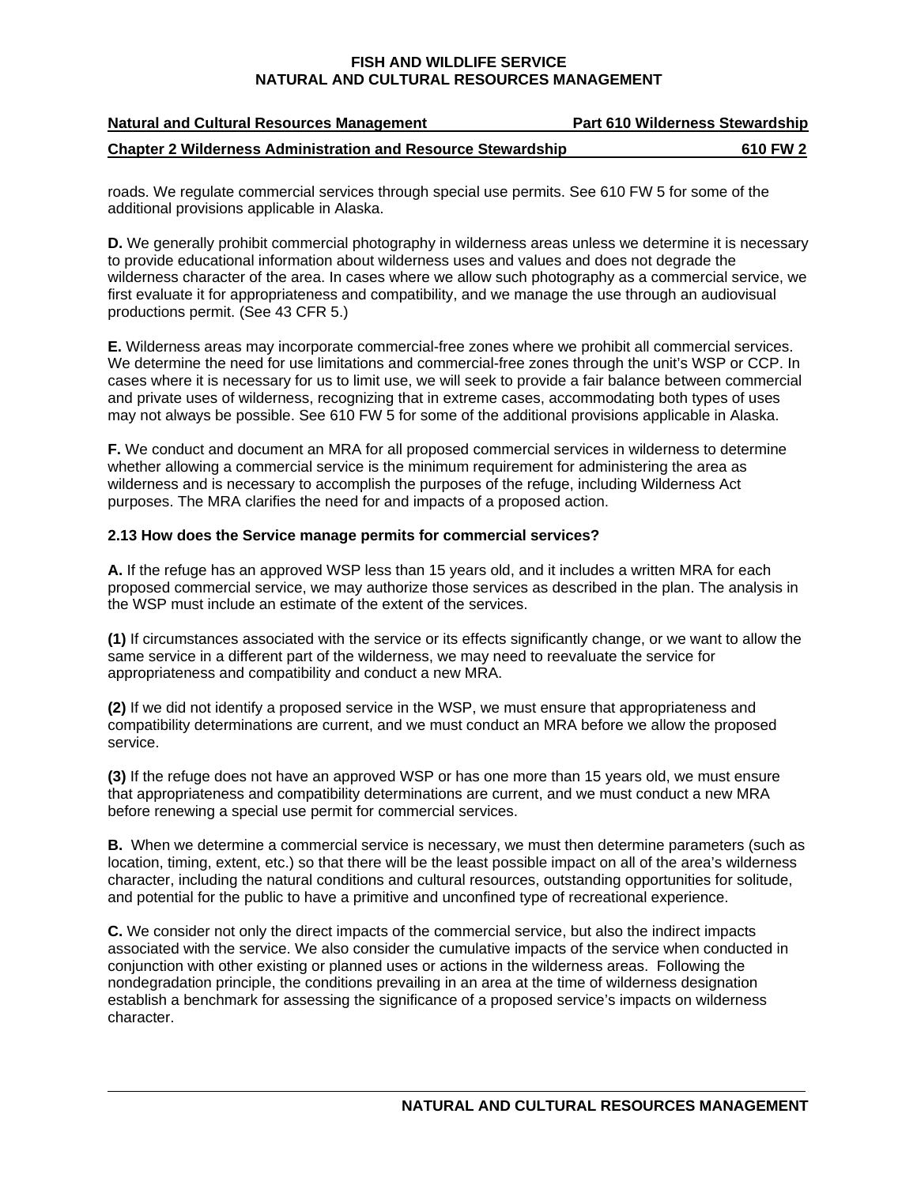roads. We regulate commercial services through special use permits. See 610 FW 5 for some of the additional provisions applicable in Alaska.

**D.** We generally prohibit commercial photography in wilderness areas unless we determine it is necessary to provide educational information about wilderness uses and values and does not degrade the wilderness character of the area. In cases where we allow such photography as a commercial service, we first evaluate it for appropriateness and compatibility, and we manage the use through an audiovisual productions permit. (See 43 CFR 5.)

**E.** Wilderness areas may incorporate commercial-free zones where we prohibit all commercial services. We determine the need for use limitations and commercial-free zones through the unit's WSP or CCP. In cases where it is necessary for us to limit use, we will seek to provide a fair balance between commercial and private uses of wilderness, recognizing that in extreme cases, accommodating both types of uses may not always be possible. See 610 FW 5 for some of the additional provisions applicable in Alaska.

**F.** We conduct and document an MRA for all proposed commercial services in wilderness to determine whether allowing a commercial service is the minimum requirement for administering the area as wilderness and is necessary to accomplish the purposes of the refuge, including Wilderness Act purposes. The MRA clarifies the need for and impacts of a proposed action.

**2.13 How does the Service manage permits for commercial services?**

**A.** If the refuge has an approved WSP less than 15 years old, and it includes a written MRA for each proposed commercial service, we may authorize those services as described in the plan. The analysis in the WSP must include an estimate of the extent of the services.

**(1)** If circumstances associated with the service or its effects significantly change, or we want to allow the same service in a different part of the wilderness, we may need to reevaluate the service for appropriateness and compatibility and conduct a new MRA.

**(2)** If we did not identify a proposed service in the WSP, we must ensure that appropriateness and compatibility determinations are current, and we must conduct an MRA before we allow the proposed service.

**(3)** If the refuge does not have an approved WSP or has one more than 15 years old, we must ensure that appropriateness and compatibility determinations are current, and we must conduct a new MRA before renewing a special use permit for commercial services.

**B.** When we determine a commercial service is necessary, we must then determine parameters (such as location, timing, extent, etc.) so that there will be the least possible impact on all of the area's wilderness character, including the natural conditions and cultural resources, outstanding opportunities for solitude, and potential for the public to have a primitive and unconfined type of recreational experience.

**C.** We consider not only the direct impacts of the commercial service, but also the indirect impacts associated with the service. We also consider the cumulative impacts of the service when conducted in conjunction with other existing or planned uses or actions in the wilderness areas. Following the nondegradation principle, the conditions prevailing in an area at the time of wilderness designation establish a benchmark for assessing the significance of a proposed service's impacts on wilderness character.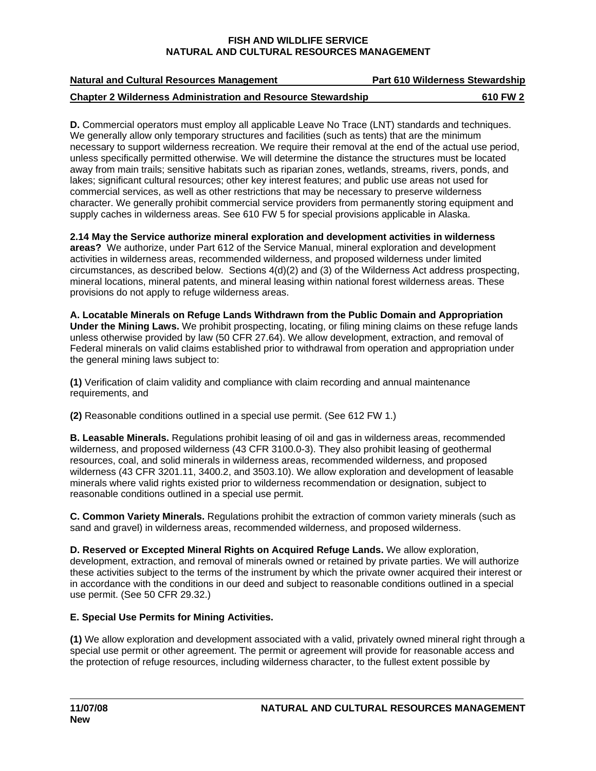**D.** Commercial operators must employ all applicable Leave No Trace (LNT) standards and techniques. We generally allow only temporary structures and facilities (such as tents) that are the minimum necessary to support wilderness recreation. We require their removal at the end of the actual use period, unless specifically permitted otherwise. We will determine the distance the structures must be located away from main trails; sensitive habitats such as riparian zones, wetlands, streams, rivers, ponds, and lakes; significant cultural resources; other key interest features; and public use areas not used for commercial services, as well as other restrictions that may be necessary to preserve wilderness character. We generally prohibit commercial service providers from permanently storing equipment and supply caches in wilderness areas. See 610 FW 5 for special provisions applicable in Alaska.

**2.14 May the Service authorize mineral exploration and development activities in wilderness areas?** We authorize, under Part 612 of the Service Manual, mineral exploration and development activities in wilderness areas, recommended wilderness, and proposed wilderness under limited circumstances, as described below. Sections 4(d)(2) and (3) of the Wilderness Act address prospecting, mineral locations, mineral patents, and mineral leasing within national forest wilderness areas. These provisions do not apply to refuge wilderness areas.

**A. Locatable Minerals on Refuge Lands Withdrawn from the Public Domain and Appropriation Under the Mining Laws.** We prohibit prospecting, locating, or filing mining claims on these refuge lands unless otherwise provided by law (50 CFR 27.64). We allow development, extraction, and removal of Federal minerals on valid claims established prior to withdrawal from operation and appropriation under the general mining laws subject to:

**(1)** Verification of claim validity and compliance with claim recording and annual maintenance requirements, and

**(2)** Reasonable conditions outlined in a special use permit. (See 612 FW 1.)

**B. Leasable Minerals.** Regulations prohibit leasing of oil and gas in wilderness areas, recommended wilderness, and proposed wilderness (43 CFR 3100.0-3). They also prohibit leasing of geothermal resources, coal, and solid minerals in wilderness areas, recommended wilderness, and proposed wilderness (43 CFR 3201.11, 3400.2, and 3503.10). We allow exploration and development of leasable minerals where valid rights existed prior to wilderness recommendation or designation, subject to reasonable conditions outlined in a special use permit.

**C. Common Variety Minerals.** Regulations prohibit the extraction of common variety minerals (such as sand and gravel) in wilderness areas, recommended wilderness, and proposed wilderness.

**D. Reserved or Excepted Mineral Rights on Acquired Refuge Lands.** We allow exploration, development, extraction, and removal of minerals owned or retained by private parties. We will authorize these activities subject to the terms of the instrument by which the private owner acquired their interest or in accordance with the conditions in our deed and subject to reasonable conditions outlined in a special use permit. (See 50 CFR 29.32.)

**E. Special Use Permits for Mining Activities.**

**(1)** We allow exploration and development associated with a valid, privately owned mineral right through a special use permit or other agreement. The permit or agreement will provide for reasonable access and the protection of refuge resources, including wilderness character, to the fullest extent possible by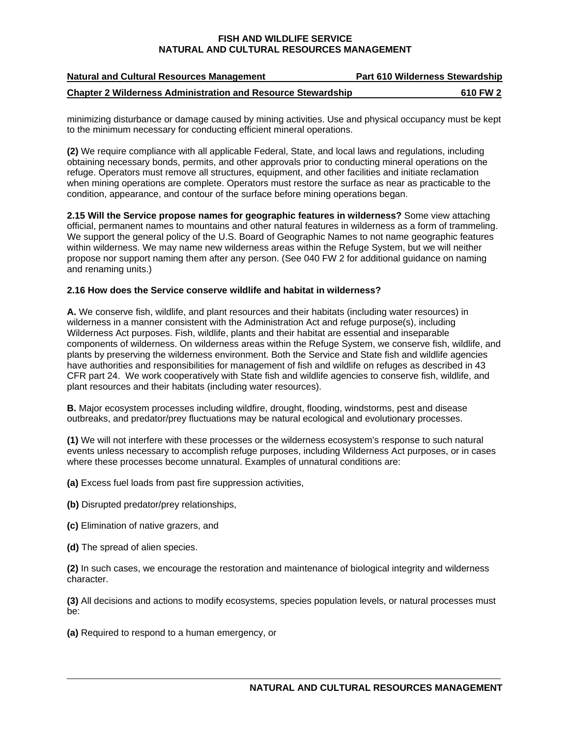minimizing disturbance or damage caused by mining activities. Use and physical occupancy must be kept to the minimum necessary for conducting efficient mineral operations.

**(2)** We require compliance with all applicable Federal, State, and local laws and regulations, including obtaining necessary bonds, permits, and other approvals prior to conducting mineral operations on the refuge. Operators must remove all structures, equipment, and other facilities and initiate reclamation when mining operations are complete. Operators must restore the surface as near as practicable to the condition, appearance, and contour of the surface before mining operations began.

**2.15 Will the Service propose names for geographic features in wilderness?** Some view attaching official, permanent names to mountains and other natural features in wilderness as a form of trammeling. We support the general policy of the U.S. Board of Geographic Names to not name geographic features within wilderness. We may name new wilderness areas within the Refuge System, but we will neither propose nor support naming them after any person. (See 040 FW 2 for additional guidance on naming and renaming units.)

**2.16 How does the Service conserve wildlife and habitat in wilderness?**

**A.** We conserve fish, wildlife, and plant resources and their habitats (including water resources) in wilderness in a manner consistent with the Administration Act and refuge purpose(s), including Wilderness Act purposes. Fish, wildlife, plants and their habitat are essential and inseparable components of wilderness. On wilderness areas within the Refuge System, we conserve fish, wildlife, and plants by preserving the wilderness environment. Both the Service and State fish and wildlife agencies have authorities and responsibilities for management of fish and wildlife on refuges as described in 43 CFR part 24. We work cooperatively with State fish and wildlife agencies to conserve fish, wildlife, and plant resources and their habitats (including water resources).

**B.** Major ecosystem processes including wildfire, drought, flooding, windstorms, pest and disease outbreaks, and predator/prey fluctuations may be natural ecological and evolutionary processes.

**(1)** We will not interfere with these processes or the wilderness ecosystem's response to such natural events unless necessary to accomplish refuge purposes, including Wilderness Act purposes, or in cases where these processes become unnatural. Examples of unnatural conditions are:

**(a)** Excess fuel loads from past fire suppression activities,

**(b)** Disrupted predator/prey relationships,

**(c)** Elimination of native grazers, and

**(d)** The spread of alien species.

**(2)** In such cases, we encourage the restoration and maintenance of biological integrity and wilderness character.

**(3)** All decisions and actions to modify ecosystems, species population levels, or natural processes must be:

**(a)** Required to respond to a human emergency, or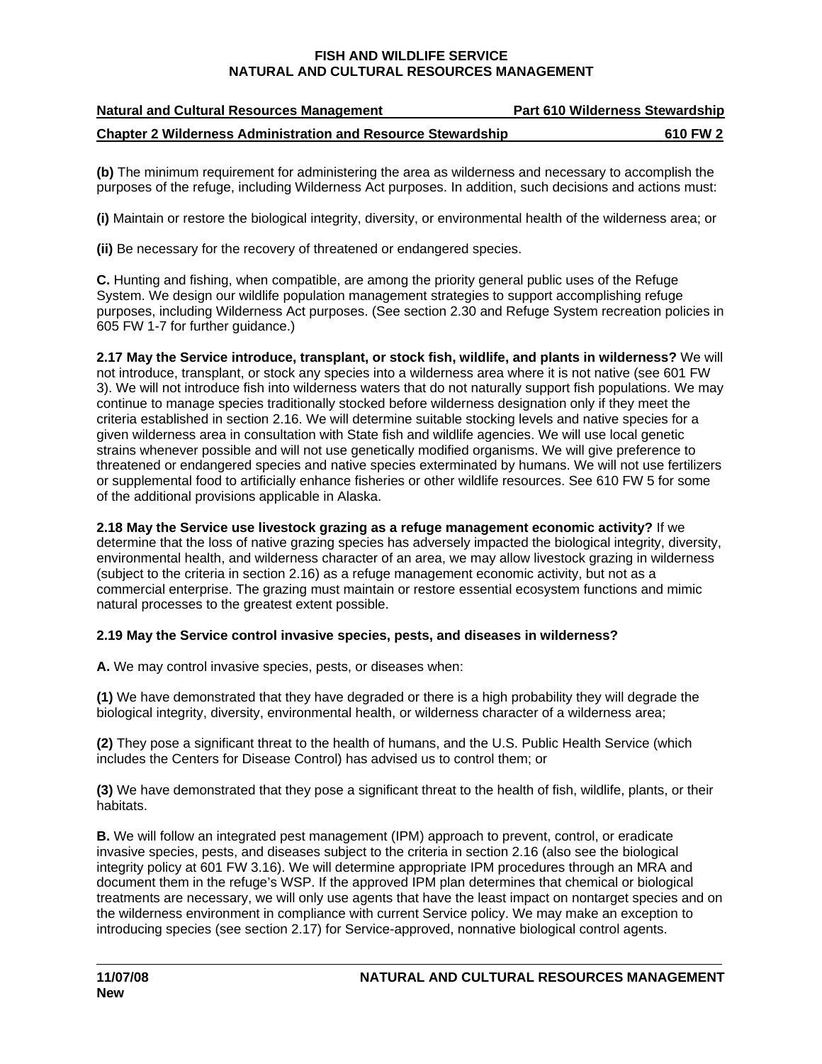**(b)** The minimum requirement for administering the area as wilderness and necessary to accomplish the purposes of the refuge, including Wilderness Act purposes. In addition, such decisions and actions must:

**(i)** Maintain or restore the biological integrity, diversity, or environmental health of the wilderness area; or

**(ii)** Be necessary for the recovery of threatened or endangered species.

**C.** Hunting and fishing, when compatible, are among the priority general public uses of the Refuge System. We design our wildlife population management strategies to support accomplishing refuge purposes, including Wilderness Act purposes. (See section 2.30 and Refuge System recreation policies in 605 FW 1-7 for further guidance.)

**2.17 May the Service introduce, transplant, or stock fish, wildlife, and plants in wilderness?** We will not introduce, transplant, or stock any species into a wilderness area where it is not native (see 601 FW 3). We will not introduce fish into wilderness waters that do not naturally support fish populations. We may continue to manage species traditionally stocked before wilderness designation only if they meet the criteria established in section 2.16. We will determine suitable stocking levels and native species for a given wilderness area in consultation with State fish and wildlife agencies. We will use local genetic strains whenever possible and will not use genetically modified organisms. We will give preference to threatened or endangered species and native species exterminated by humans. We will not use fertilizers or supplemental food to artificially enhance fisheries or other wildlife resources. See 610 FW 5 for some of the additional provisions applicable in Alaska.

**2.18 May the Service use livestock grazing as a refuge management economic activity?** If we determine that the loss of native grazing species has adversely impacted the biological integrity, diversity, environmental health, and wilderness character of an area, we may allow livestock grazing in wilderness (subject to the criteria in section 2.16) as a refuge management economic activity, but not as a commercial enterprise. The grazing must maintain or restore essential ecosystem functions and mimic natural processes to the greatest extent possible.

**2.19 May the Service control invasive species, pests, and diseases in wilderness?**

**A.** We may control invasive species, pests, or diseases when:

**(1)** We have demonstrated that they have degraded or there is a high probability they will degrade the biological integrity, diversity, environmental health, or wilderness character of a wilderness area;

**(2)** They pose a significant threat to the health of humans, and the U.S. Public Health Service (which includes the Centers for Disease Control) has advised us to control them; or

**(3)** We have demonstrated that they pose a significant threat to the health of fish, wildlife, plants, or their habitats.

**B.** We will follow an integrated pest management (IPM) approach to prevent, control, or eradicate invasive species, pests, and diseases subject to the criteria in section 2.16 (also see the biological integrity policy at 601 FW 3.16). We will determine appropriate IPM procedures through an MRA and document them in the refuge's WSP. If the approved IPM plan determines that chemical or biological treatments are necessary, we will only use agents that have the least impact on nontarget species and on the wilderness environment in compliance with current Service policy. We may make an exception to introducing species (see section 2.17) for Service-approved, nonnative biological control agents.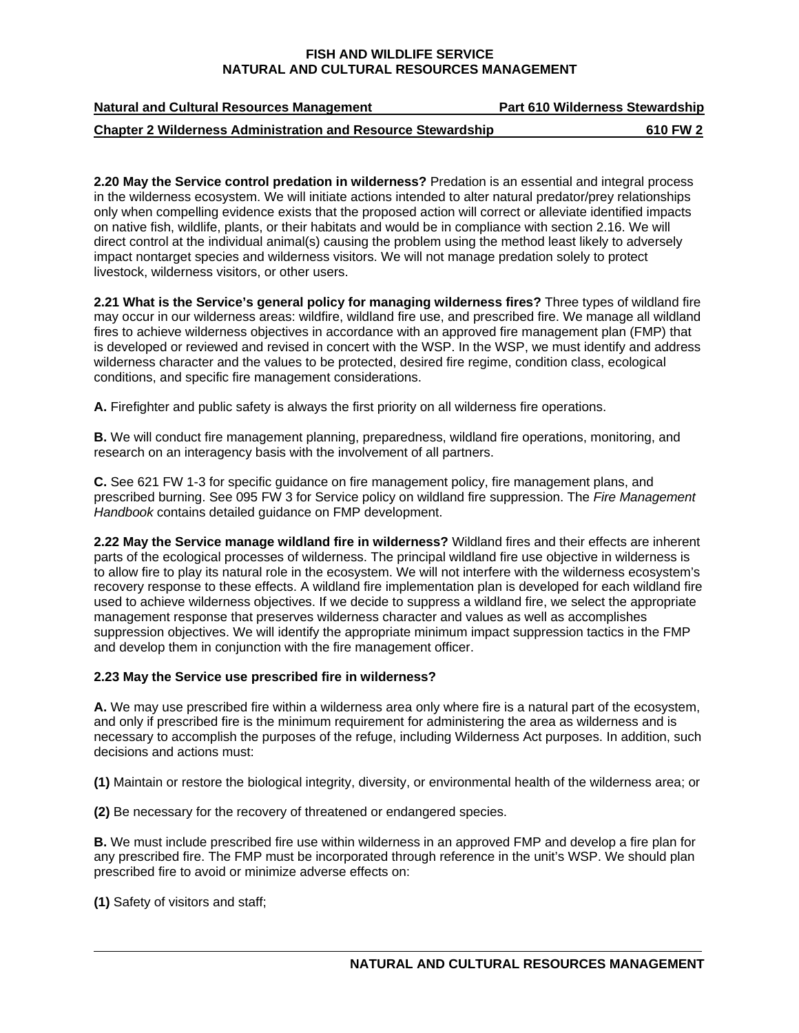**2.20 May the Service control predation in wilderness?** Predation is an essential and integral process in the wilderness ecosystem. We will initiate actions intended to alter natural predator/prey relationships only when compelling evidence exists that the proposed action will correct or alleviate identified impacts on native fish, wildlife, plants, or their habitats and would be in compliance with section 2.16. We will direct control at the individual animal(s) causing the problem using the method least likely to adversely impact nontarget species and wilderness visitors. We will not manage predation solely to protect livestock, wilderness visitors, or other users.

**2.21 What is the Service's general policy for managing wilderness fires?** Three types of wildland fire may occur in our wilderness areas: wildfire, wildland fire use, and prescribed fire. We manage all wildland fires to achieve wilderness objectives in accordance with an approved fire management plan (FMP) that is developed or reviewed and revised in concert with the WSP. In the WSP, we must identify and address wilderness character and the values to be protected, desired fire regime, condition class, ecological conditions, and specific fire management considerations.

**A.** Firefighter and public safety is always the first priority on all wilderness fire operations.

**B.** We will conduct fire management planning, preparedness, wildland fire operations, monitoring, and research on an interagency basis with the involvement of all partners.

**C.** See 621 FW 1-3 for specific guidance on fire management policy, fire management plans, and prescribed burning. See 095 FW 3 for Service policy on wildland fire suppression. The *Fire Management Handbook* contains detailed guidance on FMP development.

**2.22 May the Service manage wildland fire in wilderness?** Wildland fires and their effects are inherent parts of the ecological processes of wilderness. The principal wildland fire use objective in wilderness is to allow fire to play its natural role in the ecosystem. We will not interfere with the wilderness ecosystem's recovery response to these effects. A wildland fire implementation plan is developed for each wildland fire used to achieve wilderness objectives. If we decide to suppress a wildland fire, we select the appropriate management response that preserves wilderness character and values as well as accomplishes suppression objectives. We will identify the appropriate minimum impact suppression tactics in the FMP and develop them in conjunction with the fire management officer.

**2.23 May the Service use prescribed fire in wilderness?**

**A.** We may use prescribed fire within a wilderness area only where fire is a natural part of the ecosystem, and only if prescribed fire is the minimum requirement for administering the area as wilderness and is necessary to accomplish the purposes of the refuge, including Wilderness Act purposes. In addition, such decisions and actions must:

**(1)** Maintain or restore the biological integrity, diversity, or environmental health of the wilderness area; or

**(2)** Be necessary for the recovery of threatened or endangered species.

**B.** We must include prescribed fire use within wilderness in an approved FMP and develop a fire plan for any prescribed fire. The FMP must be incorporated through reference in the unit's WSP. We should plan prescribed fire to avoid or minimize adverse effects on:

**(1)** Safety of visitors and staff;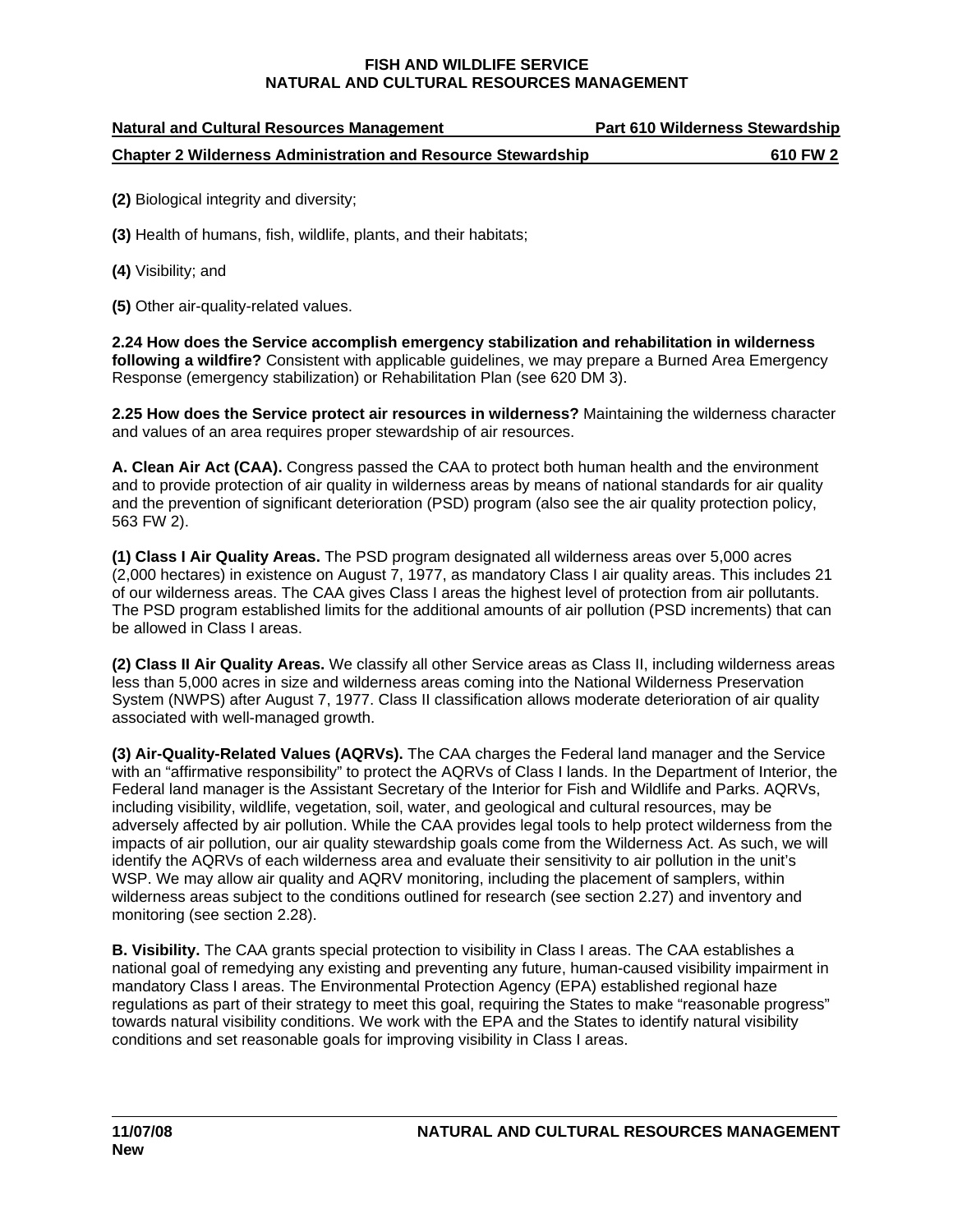**(2)** Biological integrity and diversity;

**(3)** Health of humans, fish, wildlife, plants, and their habitats;

**(4)** Visibility; and

**(5)** Other air-quality-related values.

**2.24 How does the Service accomplish emergency stabilization and rehabilitation in wilderness following a wildfire?** Consistent with applicable guidelines, we may prepare a Burned Area Emergency Response (emergency stabilization) or Rehabilitation Plan (see 620 DM 3).

**2.25 How does the Service protect air resources in wilderness?** Maintaining the wilderness character and values of an area requires proper stewardship of air resources.

**A. Clean Air Act (CAA).** Congress passed the CAA to protect both human health and the environment and to provide protection of air quality in wilderness areas by means of national standards for air quality and the prevention of significant deterioration (PSD) program (also see the air quality protection policy, 563 FW 2).

**(1) Class I Air Quality Areas.** The PSD program designated all wilderness areas over 5,000 acres (2,000 hectares) in existence on August 7, 1977, as mandatory Class I air quality areas. This includes 21 of our wilderness areas. The CAA gives Class I areas the highest level of protection from air pollutants. The PSD program established limits for the additional amounts of air pollution (PSD increments) that can be allowed in Class I areas.

**(2) Class II Air Quality Areas.** We classify all other Service areas as Class II, including wilderness areas less than 5,000 acres in size and wilderness areas coming into the National Wilderness Preservation System (NWPS) after August 7, 1977. Class II classification allows moderate deterioration of air quality associated with well-managed growth.

**(3) Air-Quality-Related Values (AQRVs).** The CAA charges the Federal land manager and the Service with an "affirmative responsibility" to protect the AQRVs of Class I lands. In the Department of Interior, the Federal land manager is the Assistant Secretary of the Interior for Fish and Wildlife and Parks. AQRVs, including visibility, wildlife, vegetation, soil, water, and geological and cultural resources, may be adversely affected by air pollution. While the CAA provides legal tools to help protect wilderness from the impacts of air pollution, our air quality stewardship goals come from the Wilderness Act. As such, we will identify the AQRVs of each wilderness area and evaluate their sensitivity to air pollution in the unit's WSP. We may allow air quality and AQRV monitoring, including the placement of samplers, within wilderness areas subject to the conditions outlined for research (see section 2.27) and inventory and monitoring (see section 2.28).

**B. Visibility.** The CAA grants special protection to visibility in Class I areas. The CAA establishes a national goal of remedying any existing and preventing any future, human-caused visibility impairment in mandatory Class I areas. The Environmental Protection Agency (EPA) established regional haze regulations as part of their strategy to meet this goal, requiring the States to make "reasonable progress" towards natural visibility conditions. We work with the EPA and the States to identify natural visibility conditions and set reasonable goals for improving visibility in Class I areas.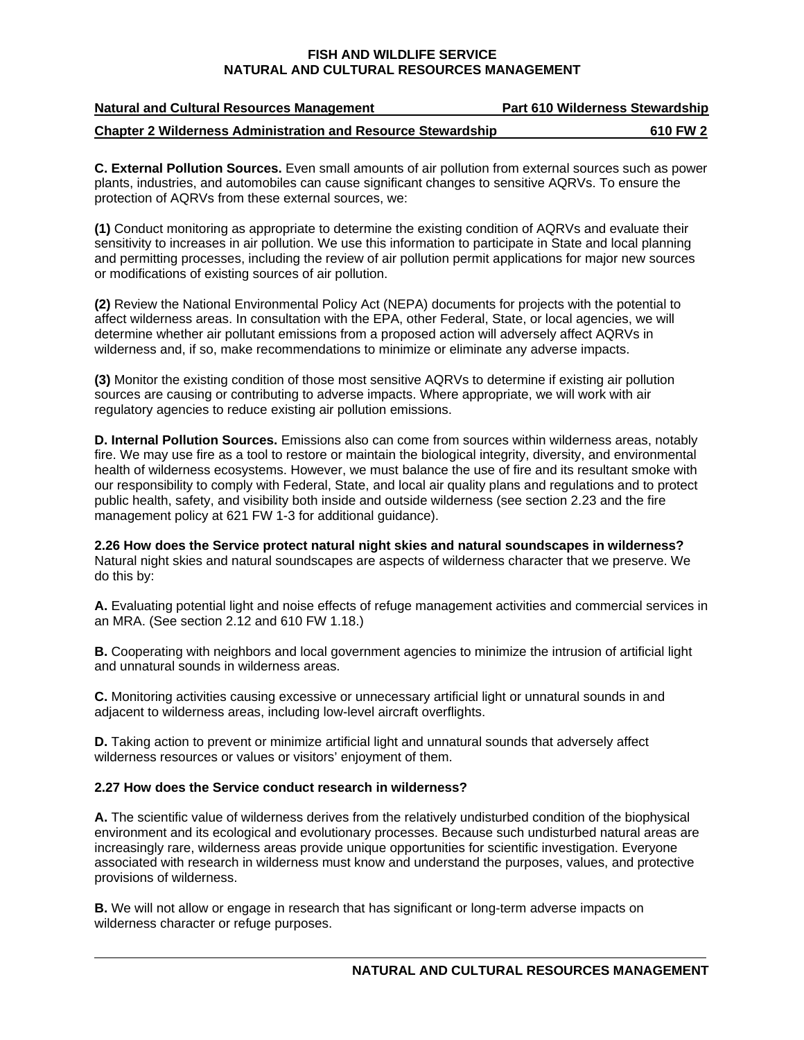**C. External Pollution Sources.** Even small amounts of air pollution from external sources such as power plants, industries, and automobiles can cause significant changes to sensitive AQRVs. To ensure the protection of AQRVs from these external sources, we:

**(1)** Conduct monitoring as appropriate to determine the existing condition of AQRVs and evaluate their sensitivity to increases in air pollution. We use this information to participate in State and local planning and permitting processes, including the review of air pollution permit applications for major new sources or modifications of existing sources of air pollution.

**(2)** Review the National Environmental Policy Act (NEPA) documents for projects with the potential to affect wilderness areas. In consultation with the EPA, other Federal, State, or local agencies, we will determine whether air pollutant emissions from a proposed action will adversely affect AQRVs in wilderness and, if so, make recommendations to minimize or eliminate any adverse impacts.

**(3)** Monitor the existing condition of those most sensitive AQRVs to determine if existing air pollution sources are causing or contributing to adverse impacts. Where appropriate, we will work with air regulatory agencies to reduce existing air pollution emissions.

**D. Internal Pollution Sources.** Emissions also can come from sources within wilderness areas, notably fire. We may use fire as a tool to restore or maintain the biological integrity, diversity, and environmental health of wilderness ecosystems. However, we must balance the use of fire and its resultant smoke with our responsibility to comply with Federal, State, and local air quality plans and regulations and to protect public health, safety, and visibility both inside and outside wilderness (see section 2.23 and the fire management policy at 621 FW 1-3 for additional guidance).

**2.26 How does the Service protect natural night skies and natural soundscapes in wilderness?** Natural night skies and natural soundscapes are aspects of wilderness character that we preserve. We do this by:

**A.** Evaluating potential light and noise effects of refuge management activities and commercial services in an MRA. (See section 2.12 and 610 FW 1.18.)

**B.** Cooperating with neighbors and local government agencies to minimize the intrusion of artificial light and unnatural sounds in wilderness areas.

**C.** Monitoring activities causing excessive or unnecessary artificial light or unnatural sounds in and adjacent to wilderness areas, including low-level aircraft overflights.

**D.** Taking action to prevent or minimize artificial light and unnatural sounds that adversely affect wilderness resources or values or visitors' enjoyment of them.

**2.27 How does the Service conduct research in wilderness?**

**A.** The scientific value of wilderness derives from the relatively undisturbed condition of the biophysical environment and its ecological and evolutionary processes. Because such undisturbed natural areas are increasingly rare, wilderness areas provide unique opportunities for scientific investigation. Everyone associated with research in wilderness must know and understand the purposes, values, and protective provisions of wilderness.

**B.** We will not allow or engage in research that has significant or long-term adverse impacts on wilderness character or refuge purposes.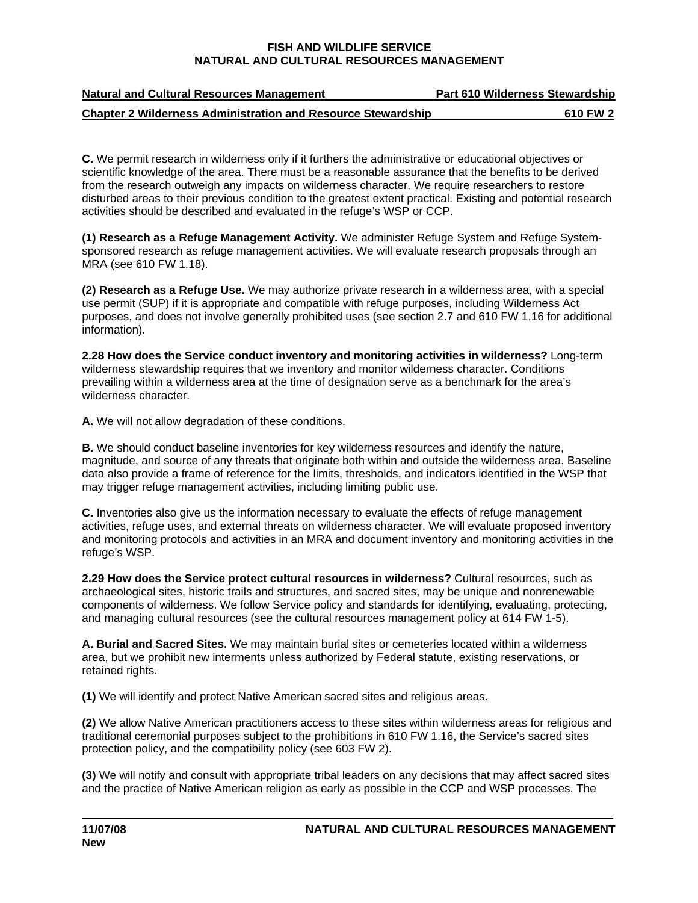**C.** We permit research in wilderness only if it furthers the administrative or educational objectives or scientific knowledge of the area. There must be a reasonable assurance that the benefits to be derived from the research outweigh any impacts on wilderness character. We require researchers to restore disturbed areas to their previous condition to the greatest extent practical. Existing and potential research activities should be described and evaluated in the refuge's WSP or CCP.

**(1) Research as a Refuge Management Activity.** We administer Refuge System and Refuge System-sponsored research as refuge management activities. We will evaluate research proposals through an MRA (see 610 FW 1.18).

**(2) Research as a Refuge Use.** We may authorize private research in a wilderness area, with a special use permit (SUP) if it is appropriate and compatible with refuge purposes, including Wilderness Act purposes, and does not involve generally prohibited uses (see section 2.7 and 610 FW 1.16 for additional information).

**2.28 How does the Service conduct inventory and monitoring activities in wilderness?** Long-term wilderness stewardship requires that we inventory and monitor wilderness character. Conditions prevailing within a wilderness area at the time of designation serve as a benchmark for the area's wilderness character.

**A.** We will not allow degradation of these conditions.

**B.** We should conduct baseline inventories for key wilderness resources and identify the nature, magnitude, and source of any threats that originate both within and outside the wilderness area. Baseline data also provide a frame of reference for the limits, thresholds, and indicators identified in the WSP that may trigger refuge management activities, including limiting public use.

**C.** Inventories also give us the information necessary to evaluate the effects of refuge management activities, refuge uses, and external threats on wilderness character. We will evaluate proposed inventory and monitoring protocols and activities in an MRA and document inventory and monitoring activities in the refuge's WSP.

**2.29 How does the Service protect cultural resources in wilderness?** Cultural resources, such as archaeological sites, historic trails and structures, and sacred sites, may be unique and nonrenewable components of wilderness. We follow Service policy and standards for identifying, evaluating, protecting, and managing cultural resources (see the cultural resources management policy at 614 FW 1-5).

**A. Burial and Sacred Sites.** We may maintain burial sites or cemeteries located within a wilderness area, but we prohibit new interments unless authorized by Federal statute, existing reservations, or retained rights.

**(1)** We will identify and protect Native American sacred sites and religious areas.

**(2)** We allow Native American practitioners access to these sites within wilderness areas for religious and traditional ceremonial purposes subject to the prohibitions in 610 FW 1.16, the Service's sacred sites protection policy, and the compatibility policy (see 603 FW 2).

**(3)** We will notify and consult with appropriate tribal leaders on any decisions that may affect sacred sites and the practice of Native American religion as early as possible in the CCP and WSP processes. The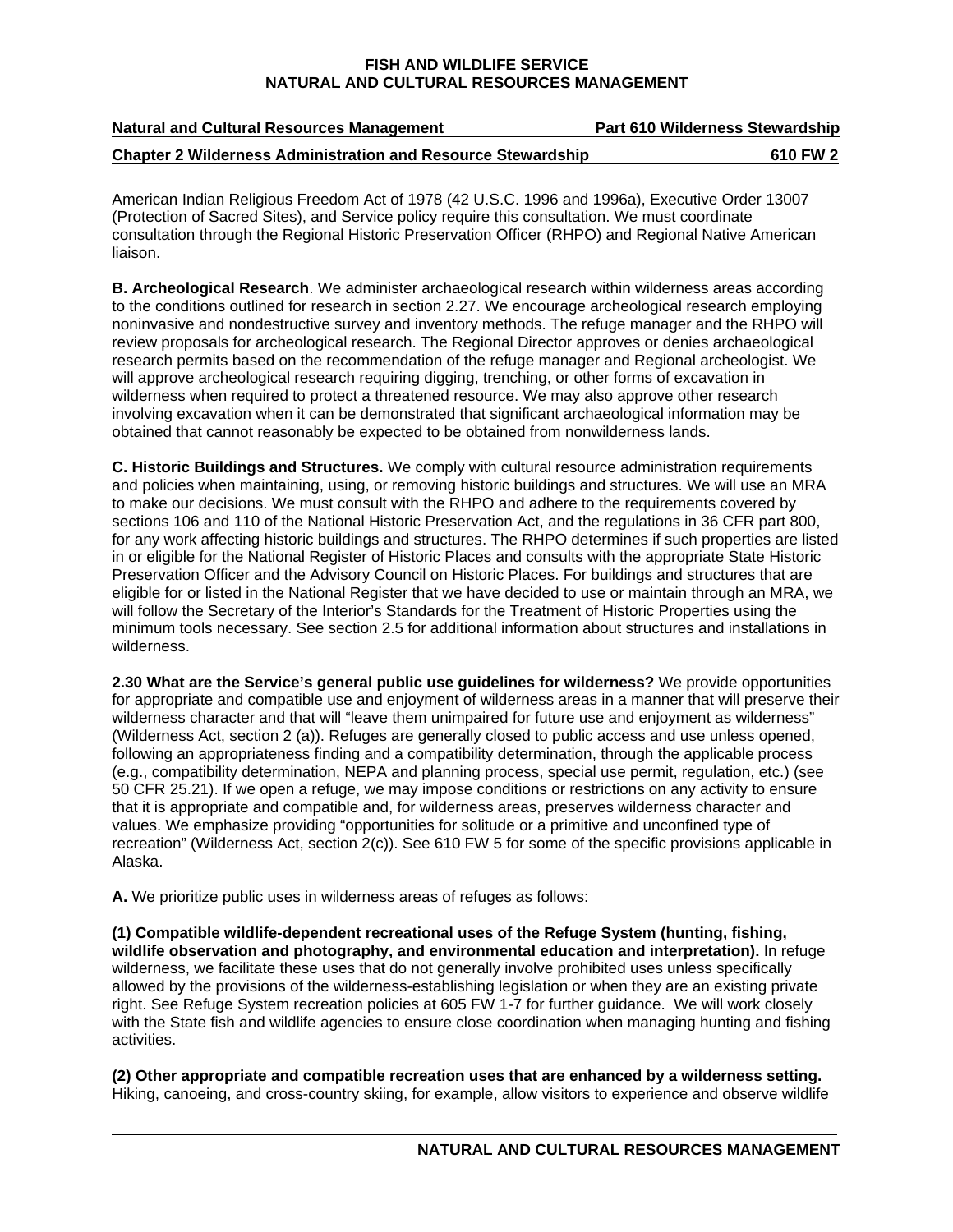American Indian Religious Freedom Act of 1978 (42 U.S.C. 1996 and 1996a), Executive Order 13007 (Protection of Sacred Sites), and Service policy require this consultation. We must coordinate consultation through the Regional Historic Preservation Officer (RHPO) and Regional Native American liaison.

**B. Archeological Research**. We administer archaeological research within wilderness areas according to the conditions outlined for research in section 2.27. We encourage archeological research employing noninvasive and nondestructive survey and inventory methods. The refuge manager and the RHPO will review proposals for archeological research. The Regional Director approves or denies archaeological research permits based on the recommendation of the refuge manager and Regional archeologist. We will approve archeological research requiring digging, trenching, or other forms of excavation in wilderness when required to protect a threatened resource. We may also approve other research involving excavation when it can be demonstrated that significant archaeological information may be obtained that cannot reasonably be expected to be obtained from nonwilderness lands.

**C. Historic Buildings and Structures.** We comply with cultural resource administration requirements and policies when maintaining, using, or removing historic buildings and structures. We will use an MRA to make our decisions. We must consult with the RHPO and adhere to the requirements covered by sections 106 and 110 of the National Historic Preservation Act, and the regulations in 36 CFR part 800, for any work affecting historic buildings and structures. The RHPO determines if such properties are listed in or eligible for the National Register of Historic Places and consults with the appropriate State Historic Preservation Officer and the Advisory Council on Historic Places. For buildings and structures that are eligible for or listed in the National Register that we have decided to use or maintain through an MRA, we will follow the Secretary of the Interior's Standards for the Treatment of Historic Properties using the minimum tools necessary. See section 2.5 for additional information about structures and installations in wilderness.

**2.30 What are the Service's general public use guidelines for wilderness?** We provide opportunities for appropriate and compatible use and enjoyment of wilderness areas in a manner that will preserve their wilderness character and that will "leave them unimpaired for future use and enjoyment as wilderness" (Wilderness Act, section 2 (a)). Refuges are generally closed to public access and use unless opened, following an appropriateness finding and a compatibility determination, through the applicable process (e.g., compatibility determination, NEPA and planning process, special use permit, regulation, etc.) (see 50 CFR 25.21). If we open a refuge, we may impose conditions or restrictions on any activity to ensure that it is appropriate and compatible and, for wilderness areas, preserves wilderness character and values. We emphasize providing "opportunities for solitude or a primitive and unconfined type of recreation" (Wilderness Act, section 2(c)). See 610 FW 5 for some of the specific provisions applicable in Alaska.

**A.** We prioritize public uses in wilderness areas of refuges as follows:

**(1) Compatible wildlife-dependent recreational uses of the Refuge System (hunting, fishing, wildlife observation and photography, and environmental education and interpretation).** In refuge wilderness, we facilitate these uses that do not generally involve prohibited uses unless specifically allowed by the provisions of the wilderness-establishing legislation or when they are an existing private right. See Refuge System recreation policies at 605 FW 1-7 for further guidance. We will work closely with the State fish and wildlife agencies to ensure close coordination when managing hunting and fishing activities.

**(2) Other appropriate and compatible recreation uses that are enhanced by a wilderness setting.** Hiking, canoeing, and cross-country skiing, for example, allow visitors to experience and observe wildlife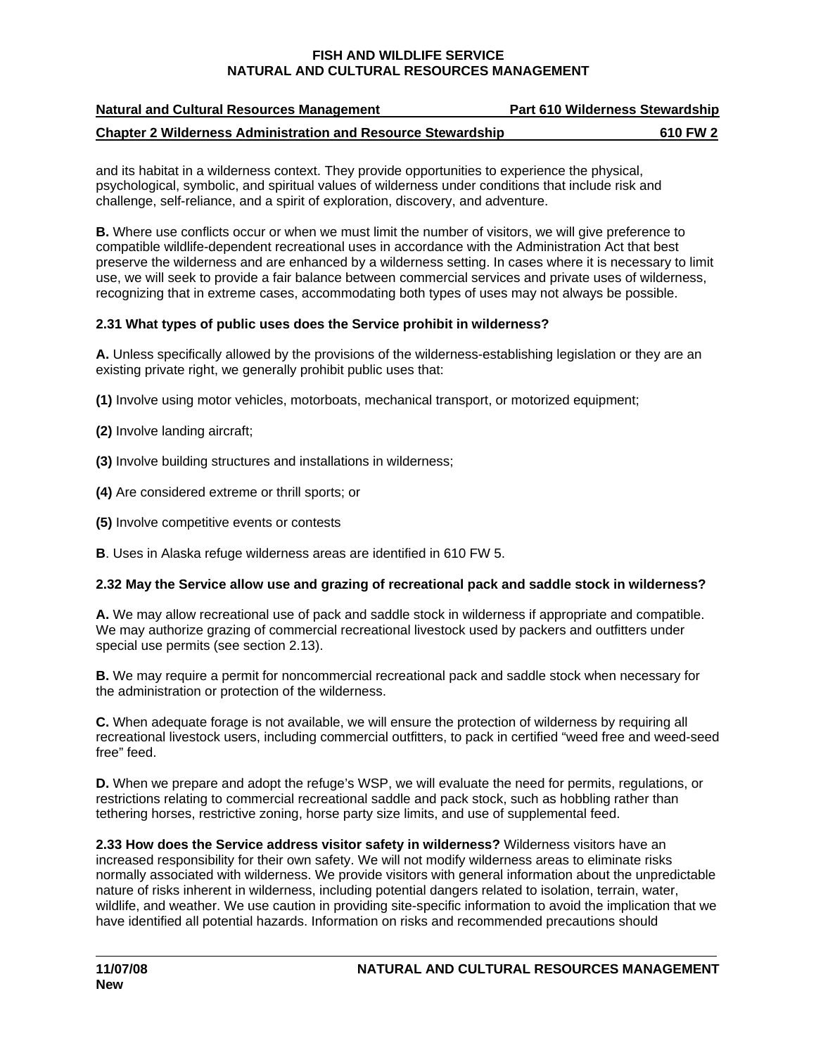and its habitat in a wilderness context. They provide opportunities to experience the physical, psychological, symbolic, and spiritual values of wilderness under conditions that include risk and challenge, self-reliance, and a spirit of exploration, discovery, and adventure.

**B.** Where use conflicts occur or when we must limit the number of visitors, we will give preference to compatible wildlife-dependent recreational uses in accordance with the Administration Act that best preserve the wilderness and are enhanced by a wilderness setting. In cases where it is necessary to limit use, we will seek to provide a fair balance between commercial services and private uses of wilderness, recognizing that in extreme cases, accommodating both types of uses may not always be possible.

**2.31 What types of public uses does the Service prohibit in wilderness?**

**A.** Unless specifically allowed by the provisions of the wilderness-establishing legislation or they are an existing private right, we generally prohibit public uses that:

**(1)** Involve using motor vehicles, motorboats, mechanical transport, or motorized equipment;

**(2)** Involve landing aircraft;

**(3)** Involve building structures and installations in wilderness;

**(4)** Are considered extreme or thrill sports; or

**(5)** Involve competitive events or contests

**B**. Uses in Alaska refuge wilderness areas are identified in 610 FW 5.

**2.32 May the Service allow use and grazing of recreational pack and saddle stock in wilderness?**

**A.** We may allow recreational use of pack and saddle stock in wilderness if appropriate and compatible. We may authorize grazing of commercial recreational livestock used by packers and outfitters under special use permits (see section 2.13).

**B.** We may require a permit for noncommercial recreational pack and saddle stock when necessary for the administration or protection of the wilderness.

**C.** When adequate forage is not available, we will ensure the protection of wilderness by requiring all recreational livestock users, including commercial outfitters, to pack in certified "weed free and weed-seed free" feed.

**D.** When we prepare and adopt the refuge's WSP, we will evaluate the need for permits, regulations, or restrictions relating to commercial recreational saddle and pack stock, such as hobbling rather than tethering horses, restrictive zoning, horse party size limits, and use of supplemental feed.

**2.33 How does the Service address visitor safety in wilderness?** Wilderness visitors have an increased responsibility for their own safety. We will not modify wilderness areas to eliminate risks normally associated with wilderness. We provide visitors with general information about the unpredictable nature of risks inherent in wilderness, including potential dangers related to isolation, terrain, water, wildlife, and weather. We use caution in providing site-specific information to avoid the implication that we have identified all potential hazards. Information on risks and recommended precautions should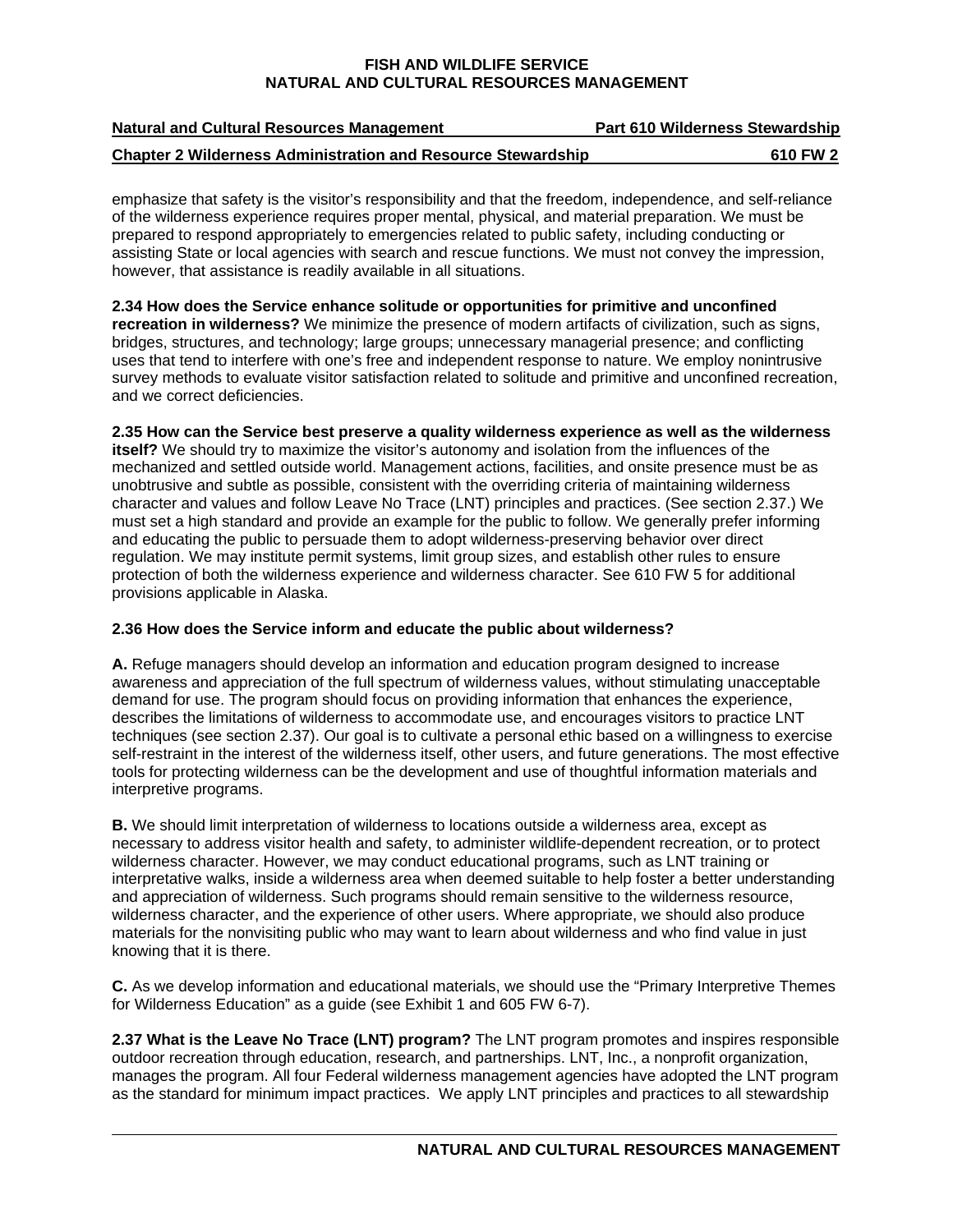emphasize that safety is the visitor's responsibility and that the freedom, independence, and self-reliance of the wilderness experience requires proper mental, physical, and material preparation. We must be prepared to respond appropriately to emergencies related to public safety, including conducting or assisting State or local agencies with search and rescue functions. We must not convey the impression, however, that assistance is readily available in all situations.

**2.34 How does the Service enhance solitude or opportunities for primitive and unconfined recreation in wilderness?** We minimize the presence of modern artifacts of civilization, such as signs, bridges, structures, and technology; large groups; unnecessary managerial presence; and conflicting uses that tend to interfere with one's free and independent response to nature. We employ nonintrusive survey methods to evaluate visitor satisfaction related to solitude and primitive and unconfined recreation, and we correct deficiencies.

**2.35 How can the Service best preserve a quality wilderness experience as well as the wilderness itself?** We should try to maximize the visitor's autonomy and isolation from the influences of the mechanized and settled outside world. Management actions, facilities, and onsite presence must be as unobtrusive and subtle as possible, consistent with the overriding criteria of maintaining wilderness character and values and follow Leave No Trace (LNT) principles and practices. (See section 2.37.) We must set a high standard and provide an example for the public to follow. We generally prefer informing and educating the public to persuade them to adopt wilderness-preserving behavior over direct regulation. We may institute permit systems, limit group sizes, and establish other rules to ensure protection of both the wilderness experience and wilderness character. See 610 FW 5 for additional provisions applicable in Alaska.

**2.36 How does the Service inform and educate the public about wilderness?**

**A.** Refuge managers should develop an information and education program designed to increase awareness and appreciation of the full spectrum of wilderness values, without stimulating unacceptable demand for use. The program should focus on providing information that enhances the experience, describes the limitations of wilderness to accommodate use, and encourages visitors to practice LNT techniques (see section 2.37). Our goal is to cultivate a personal ethic based on a willingness to exercise self-restraint in the interest of the wilderness itself, other users, and future generations. The most effective tools for protecting wilderness can be the development and use of thoughtful information materials and interpretive programs.

**B.** We should limit interpretation of wilderness to locations outside a wilderness area, except as necessary to address visitor health and safety, to administer wildlife-dependent recreation, or to protect wilderness character. However, we may conduct educational programs, such as LNT training or interpretative walks, inside a wilderness area when deemed suitable to help foster a better understanding and appreciation of wilderness. Such programs should remain sensitive to the wilderness resource, wilderness character, and the experience of other users. Where appropriate, we should also produce materials for the nonvisiting public who may want to learn about wilderness and who find value in just knowing that it is there.

**C.** As we develop information and educational materials, we should use the "Primary Interpretive Themes for Wilderness Education" as a guide (see Exhibit 1 and 605 FW 6-7).

**2.37 What is the Leave No Trace (LNT) program?** The LNT program promotes and inspires responsible outdoor recreation through education, research, and partnerships. LNT, Inc., a nonprofit organization, manages the program. All four Federal wilderness management agencies have adopted the LNT program as the standard for minimum impact practices. We apply LNT principles and practices to all stewardship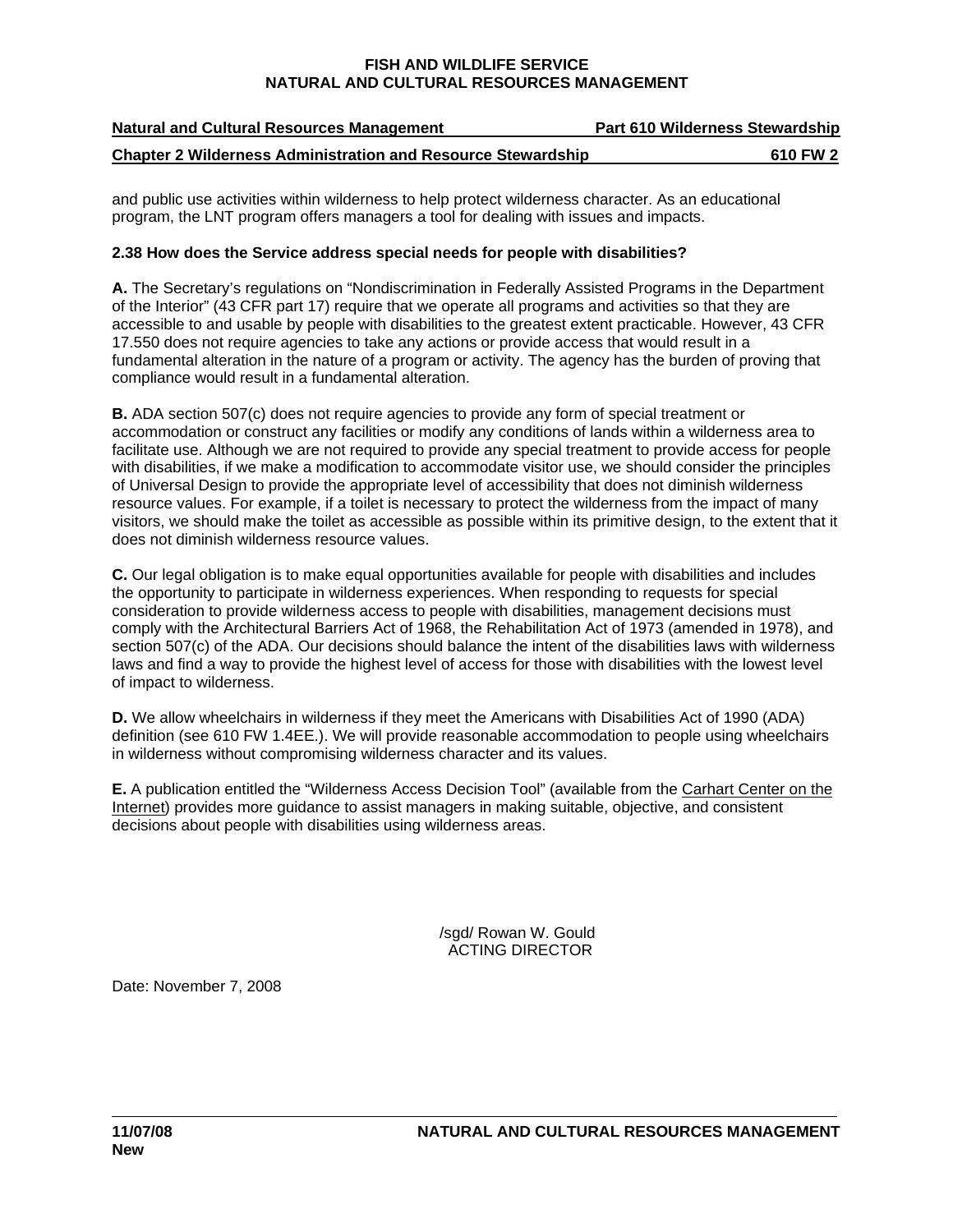and public use activities within wilderness to help protect wilderness character. As an educational program, the LNT program offers managers a tool for dealing with issues and impacts.

**2.38 How does the Service address special needs for people with disabilities?**

**A.** The Secretary's regulations on "Nondiscrimination in Federally Assisted Programs in the Department of the Interior" (43 CFR part 17) require that we operate all programs and activities so that they are accessible to and usable by people with disabilities to the greatest extent practicable. However, 43 CFR 17.550 does not require agencies to take any actions or provide access that would result in a fundamental alteration in the nature of a program or activity. The agency has the burden of proving that compliance would result in a fundamental alteration.

**B.** ADA section 507(c) does not require agencies to provide any form of special treatment or accommodation or construct any facilities or modify any conditions of lands within a wilderness area to facilitate use. Although we are not required to provide any special treatment to provide access for people with disabilities, if we make a modification to accommodate visitor use, we should consider the principles of Universal Design to provide the appropriate level of accessibility that does not diminish wilderness resource values. For example, if a toilet is necessary to protect the wilderness from the impact of many visitors, we should make the toilet as accessible as possible within its primitive design, to the extent that it does not diminish wilderness resource values.

**C.** Our legal obligation is to make equal opportunities available for people with disabilities and includes the opportunity to participate in wilderness experiences. When responding to requests for special consideration to provide wilderness access to people with disabilities, management decisions must comply with the Architectural Barriers Act of 1968, the Rehabilitation Act of 1973 (amended in 1978), and section 507(c) of the ADA. Our decisions should balance the intent of the disabilities laws with wilderness laws and find a way to provide the highest level of access for those with disabilities with the lowest level of impact to wilderness.

**D.** We allow wheelchairs in wilderness if they meet the Americans with Disabilities Act of 1990 (ADA) definition (see 610 FW 1.4EE.). We will provide reasonable accommodation to people using wheelchairs in wilderness without compromising wilderness character and its values.

**E.** A publication entitled the "Wilderness Access Decision Tool" (available from the Carhart Center on the Internet) provides more guidance to assist managers in making suitable, objective, and consistent decisions about people with disabilities using wilderness areas.

/sgd/ Rowan W. Gould
ACTING DIRECTOR

Date: November 7, 2008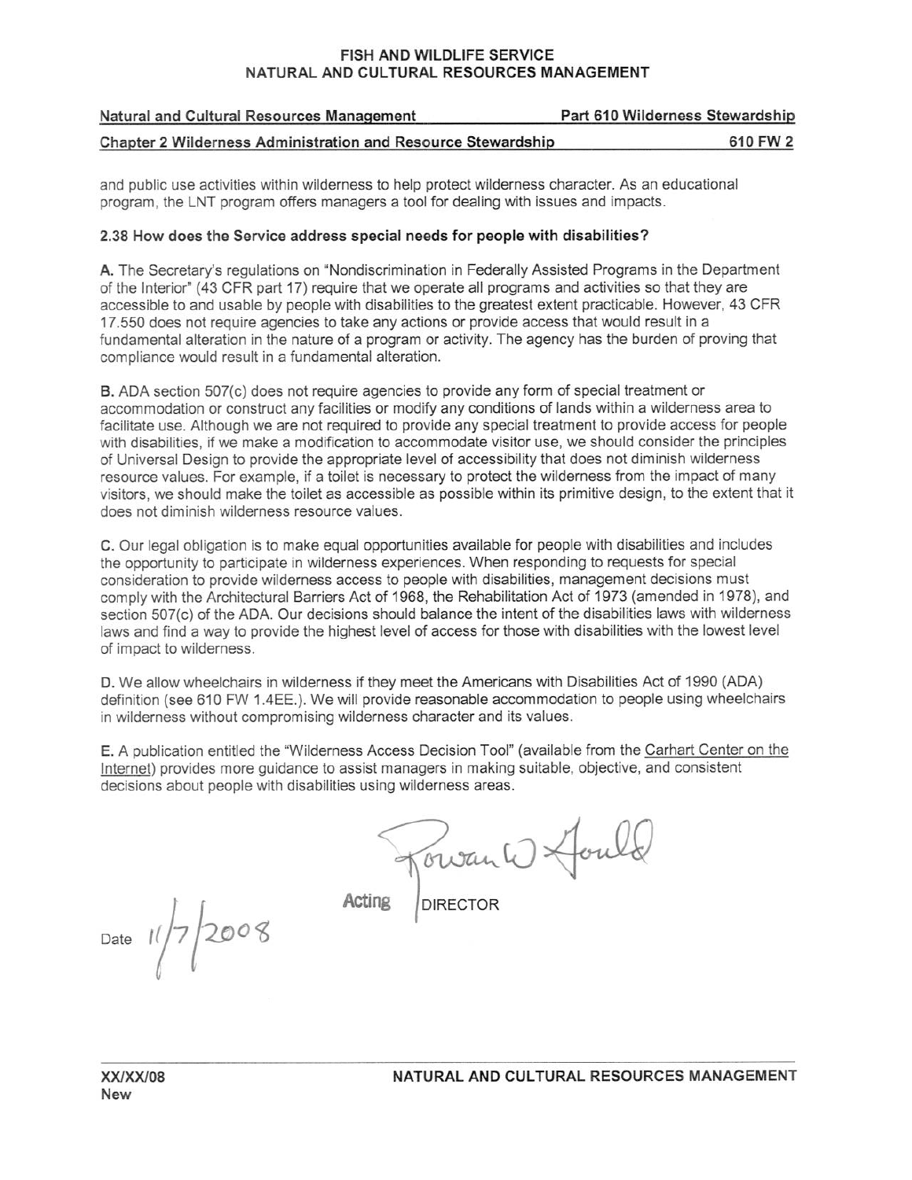and public use activities within wilderness to help protect wilderness character. As an educational program, the LNT program offers managers a tool for dealing with issues and impacts.

**2.38 How does the Service address special needs for people with disabilities?**

**A.** The Secretary's regulations on "Nondiscrimination in Federally Assisted Programs in the Department of the Interior" (43 CFR part 17) require that we operate all programs and activities so that they are accessible to and usable by people with disabilities to the greatest extent practicable. However, 43 CFR 17.550 does not require agencies to take any actions or provide access that would result in a fundamental alteration in the nature of a program or activity. The agency has the burden of proving that compliance would result in a fundamental alteration.

**B.** ADA section 507(c) does not require agencies to provide any form of special treatment or accommodation or construct any facilities or modify any conditions of lands within a wilderness area to facilitate use. Although we are not required to provide any special treatment to provide access for people with disabilities, if we make a modification to accommodate visitor use, we should consider the principles of Universal Design to provide the appropriate level of accessibility that does not diminish wilderness resource values. For example, if a toilet is necessary to protect the wilderness from the impact of many visitors, we should make the toilet as accessible as possible within its primitive design, to the extent that it does not diminish wilderness resource values.

**C.** Our legal obligation is to make equal opportunities available for people with disabilities and includes the opportunity to participate in wilderness experiences. When responding to requests for special consideration to provide wilderness access to people with disabilities, management decisions must comply with the Architectural Barriers Act of 1968, the Rehabilitation Act of 1973 (amended in 1978), and section 507(c) of the ADA. Our decisions should balance the intent of the disabilities laws with wilderness laws and find a way to provide the highest level of access for those with disabilities with the lowest level of impact to wilderness.

**D.** We allow wheelchairs in wilderness if they meet the Americans with Disabilities Act of 1990 (ADA) definition (see 610 FW 1.4EE.). We will provide reasonable accommodation to people using wheelchairs in wilderness without compromising wilderness character and its values.

**E.** A publication entitled the "Wilderness Access Decision Tool" (available from the Carhart Center on the Internet) provides more guidance to assist managers in making suitable, objective, and consistent decisions about people with disabilities using wilderness areas.

Rowan W Gould

Acting DIRECTOR

Date 11/7/2008